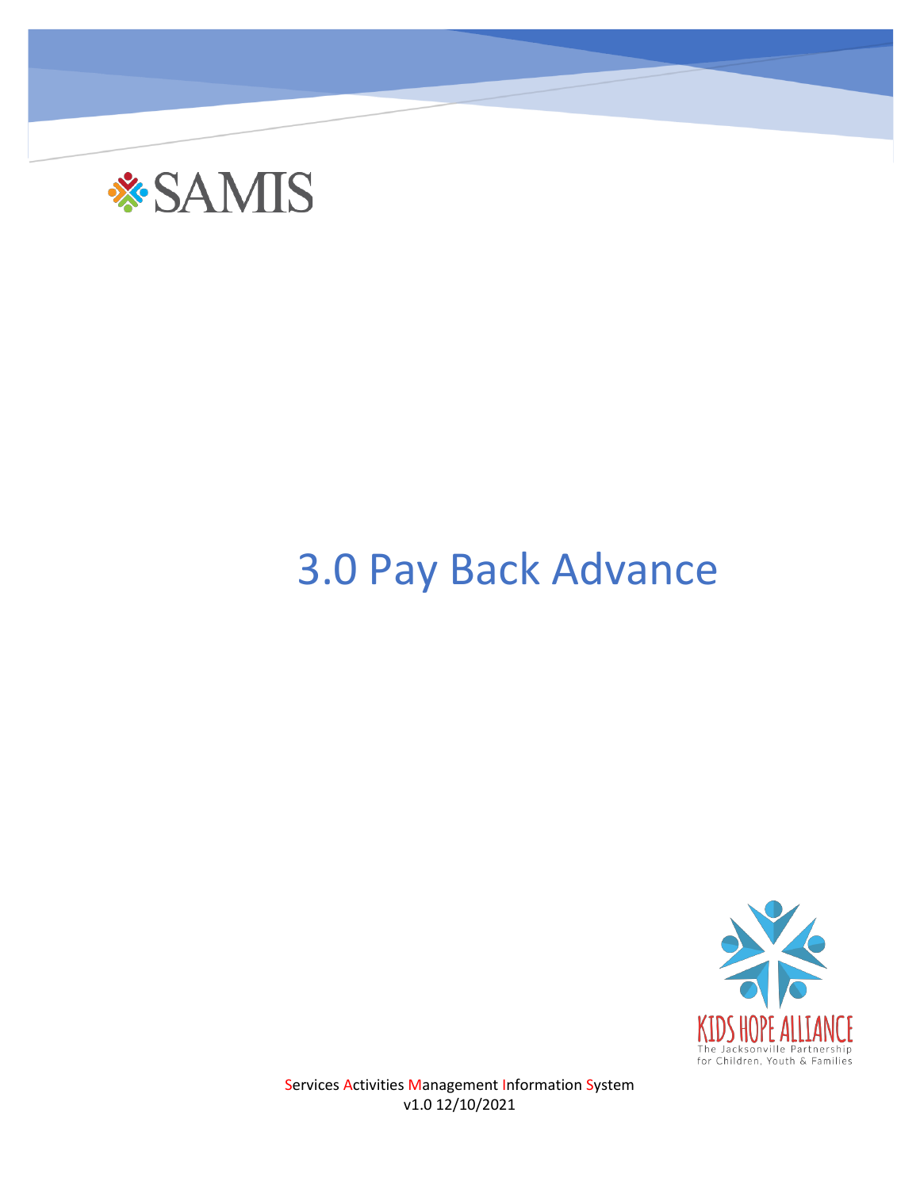SAMIS

# 3.0 Pay Back Advance

KIDS HOPE ALLIANCE
The Jacksonville Partnership
for Children, Youth & Families

Services Activities Management Information System
v1.0 12/10/2021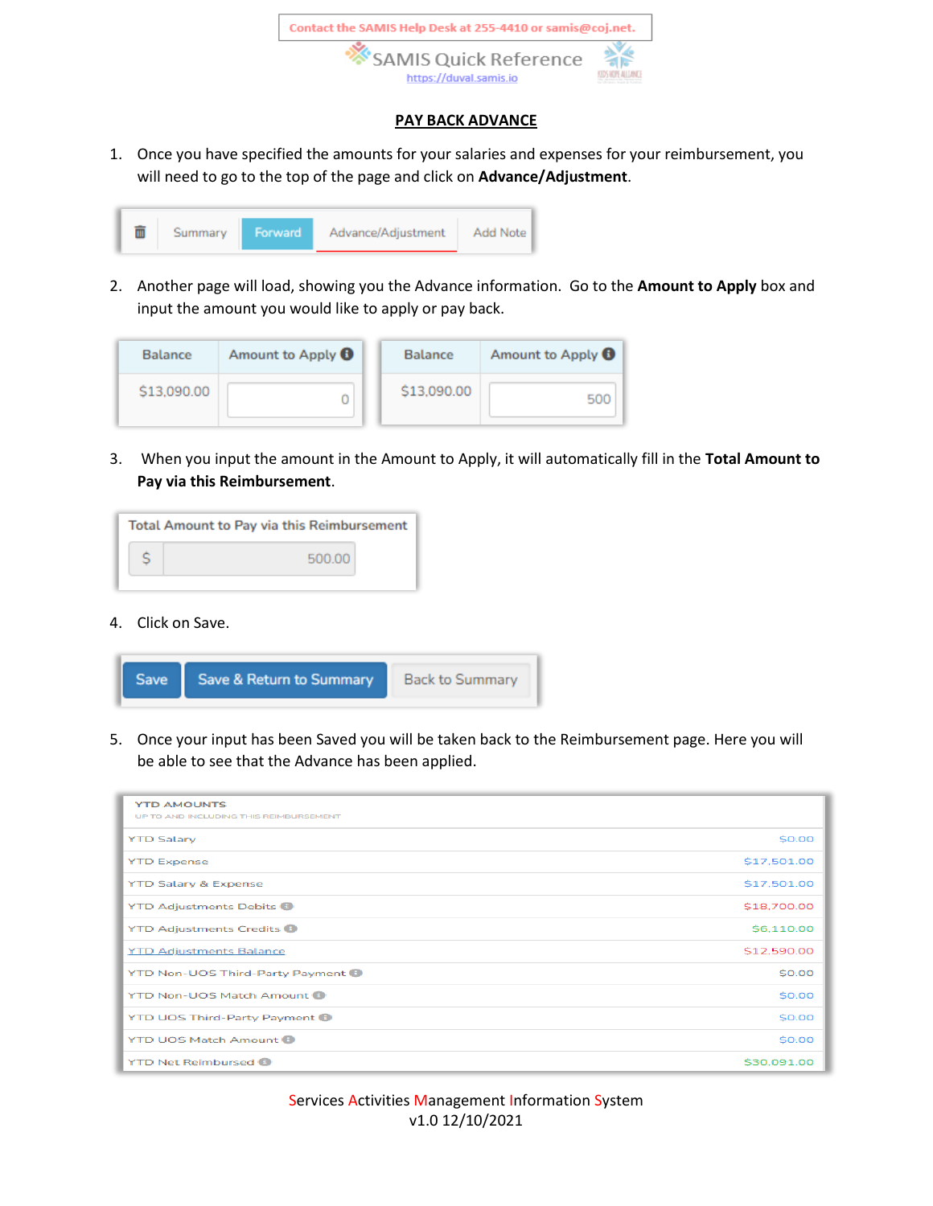Contact the SAMIS Help Desk at 255-4410 or samis@coj.net.

SAMIS Quick Reference
https://duval.samis.io

## PAY BACK ADVANCE

1. Once you have specified the amounts for your salaries and expenses for your reimbursement, you will need to go to the top of the page and click on **Advance/Adjustment**.

| | Summary | Forward | Advance/Adjustment | Add Note |
|---|---|---|---|---|

2. Another page will load, showing you the Advance information. Go to the **Amount to Apply** box and input the amount you would like to apply or pay back.

| Balance | Amount to Apply |
|---|---|
| $13,090.00 | 0 |

| Balance | Amount to Apply |
|---|---|
| $13,090.00 | 500 |

3. When you input the amount in the Amount to Apply, it will automatically fill in the **Total Amount to Pay via this Reimbursement**.

| Total Amount to Pay via this Reimbursement |
|---|
| $ 500.00 |

4. Click on Save.

| Save | Save & Return to Summary | Back to Summary |
|---|---|---|

5. Once your input has been Saved you will be taken back to the Reimbursement page. Here you will be able to see that the Advance has been applied.

| YTD AMOUNTS<br>UP TO AND INCLUDING THIS REIMBURSEMENT | |
|---|---|
| YTD Salary | $0.00 |
| YTD Expense | $17,501.00 |
| YTD Salary & Expense | $17,501.00 |
| YTD Adjustments Debits | $18,700.00 |
| YTD Adjustments Credits | $6,110.00 |
| YTD Adjustments Balance | $12,590.00 |
| YTD Non-UOS Third-Party Payment | $0.00 |
| YTD Non-UOS Match Amount | $0.00 |
| YTD UOS Third-Party Payment | $0.00 |
| YTD UOS Match Amount | $0.00 |
| YTD Net Reimbursed | $30,091.00 |

Services Activities Management Information System
v1.0 12/10/2021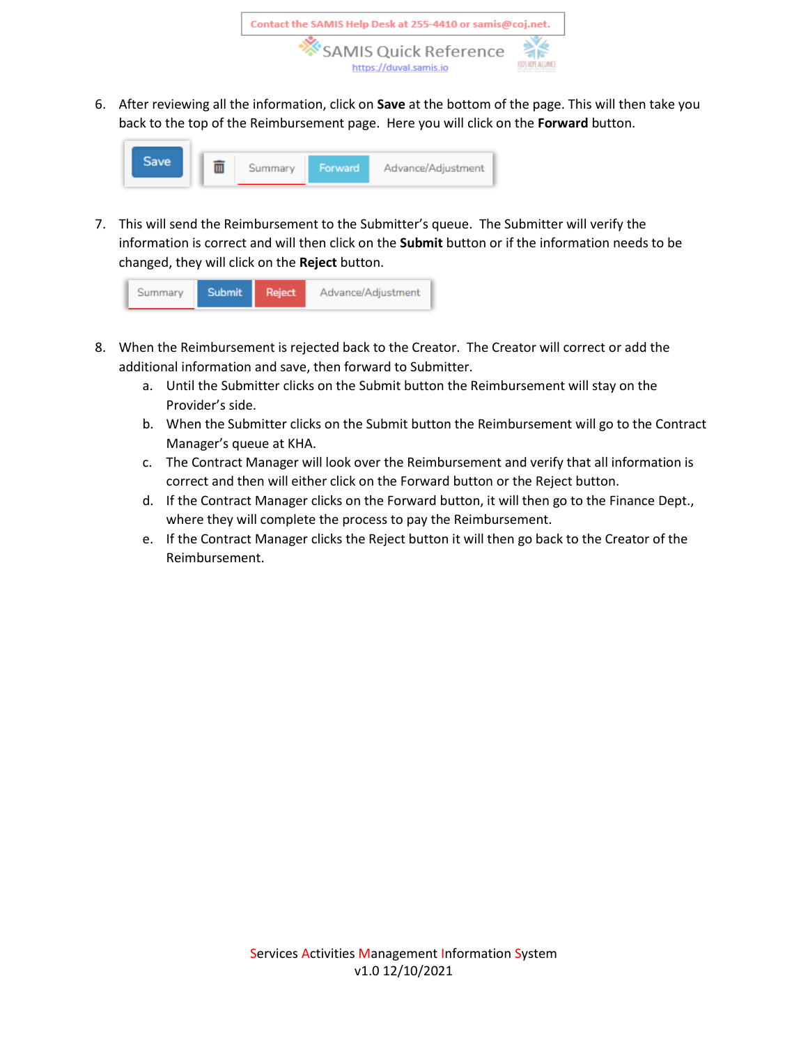6. After reviewing all the information, click on **Save** at the bottom of the page. This will then take you back to the top of the Reimbursement page. Here you will click on the **Forward** button.

7. This will send the Reimbursement to the Submitter's queue. The Submitter will verify the information is correct and will then click on the **Submit** button or if the information needs to be changed, they will click on the **Reject** button.

8. When the Reimbursement is rejected back to the Creator. The Creator will correct or add the additional information and save, then forward to Submitter.
   a. Until the Submitter clicks on the Submit button the Reimbursement will stay on the Provider's side.
   b. When the Submitter clicks on the Submit button the Reimbursement will go to the Contract Manager's queue at KHA.
   c. The Contract Manager will look over the Reimbursement and verify that all information is correct and then will either click on the Forward button or the Reject button.
   d. If the Contract Manager clicks on the Forward button, it will then go to the Finance Dept., where they will complete the process to pay the Reimbursement.
   e. If the Contract Manager clicks the Reject button it will then go back to the Creator of the Reimbursement.